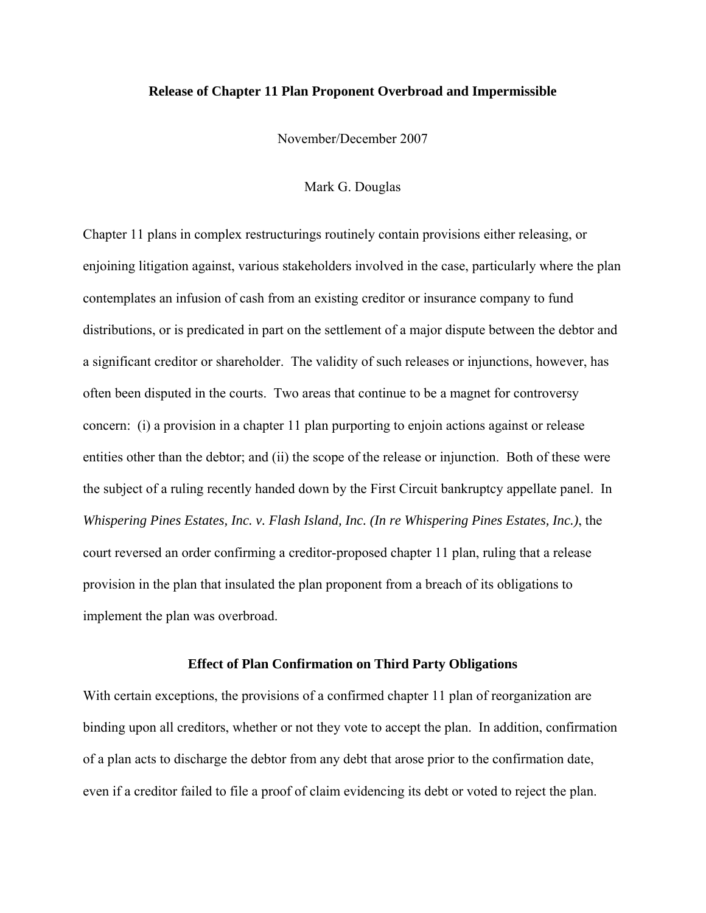# Release of Chapter 11 Plan Proponent Overbroad and Impermissible

November/December 2007

Mark G. Douglas

Chapter 11 plans in complex restructurings routinely contain provisions either releasing, or enjoining litigation against, various stakeholders involved in the case, particularly where the plan contemplates an infusion of cash from an existing creditor or insurance company to fund distributions, or is predicated in part on the settlement of a major dispute between the debtor and a significant creditor or shareholder. The validity of such releases or injunctions, however, has often been disputed in the courts. Two areas that continue to be a magnet for controversy concern: (i) a provision in a chapter 11 plan purporting to enjoin actions against or release entities other than the debtor; and (ii) the scope of the release or injunction. Both of these were the subject of a ruling recently handed down by the First Circuit bankruptcy appellate panel. In *Whispering Pines Estates, Inc. v. Flash Island, Inc. (In re Whispering Pines Estates, Inc.)*, the court reversed an order confirming a creditor-proposed chapter 11 plan, ruling that a release provision in the plan that insulated the plan proponent from a breach of its obligations to implement the plan was overbroad.

## Effect of Plan Confirmation on Third Party Obligations

With certain exceptions, the provisions of a confirmed chapter 11 plan of reorganization are binding upon all creditors, whether or not they vote to accept the plan. In addition, confirmation of a plan acts to discharge the debtor from any debt that arose prior to the confirmation date, even if a creditor failed to file a proof of claim evidencing its debt or voted to reject the plan.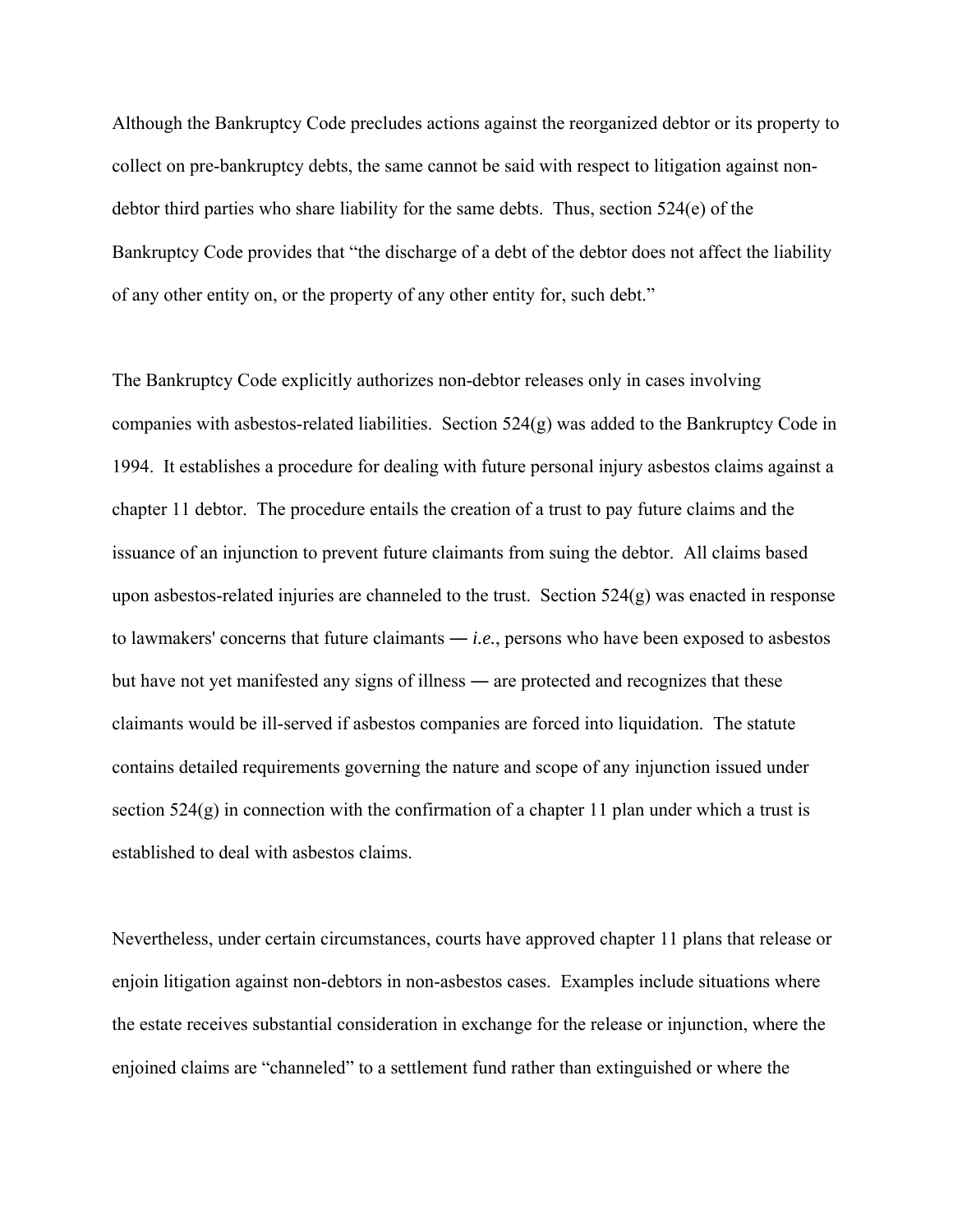Although the Bankruptcy Code precludes actions against the reorganized debtor or its property to collect on pre-bankruptcy debts, the same cannot be said with respect to litigation against non-debtor third parties who share liability for the same debts. Thus, section 524(e) of the Bankruptcy Code provides that "the discharge of a debt of the debtor does not affect the liability of any other entity on, or the property of any other entity for, such debt."

The Bankruptcy Code explicitly authorizes non-debtor releases only in cases involving companies with asbestos-related liabilities. Section 524(g) was added to the Bankruptcy Code in 1994. It establishes a procedure for dealing with future personal injury asbestos claims against a chapter 11 debtor. The procedure entails the creation of a trust to pay future claims and the issuance of an injunction to prevent future claimants from suing the debtor. All claims based upon asbestos-related injuries are channeled to the trust. Section 524(g) was enacted in response to lawmakers' concerns that future claimants — *i.e.*, persons who have been exposed to asbestos but have not yet manifested any signs of illness — are protected and recognizes that these claimants would be ill-served if asbestos companies are forced into liquidation. The statute contains detailed requirements governing the nature and scope of any injunction issued under section 524(g) in connection with the confirmation of a chapter 11 plan under which a trust is established to deal with asbestos claims.

Nevertheless, under certain circumstances, courts have approved chapter 11 plans that release or enjoin litigation against non-debtors in non-asbestos cases. Examples include situations where the estate receives substantial consideration in exchange for the release or injunction, where the enjoined claims are "channeled" to a settlement fund rather than extinguished or where the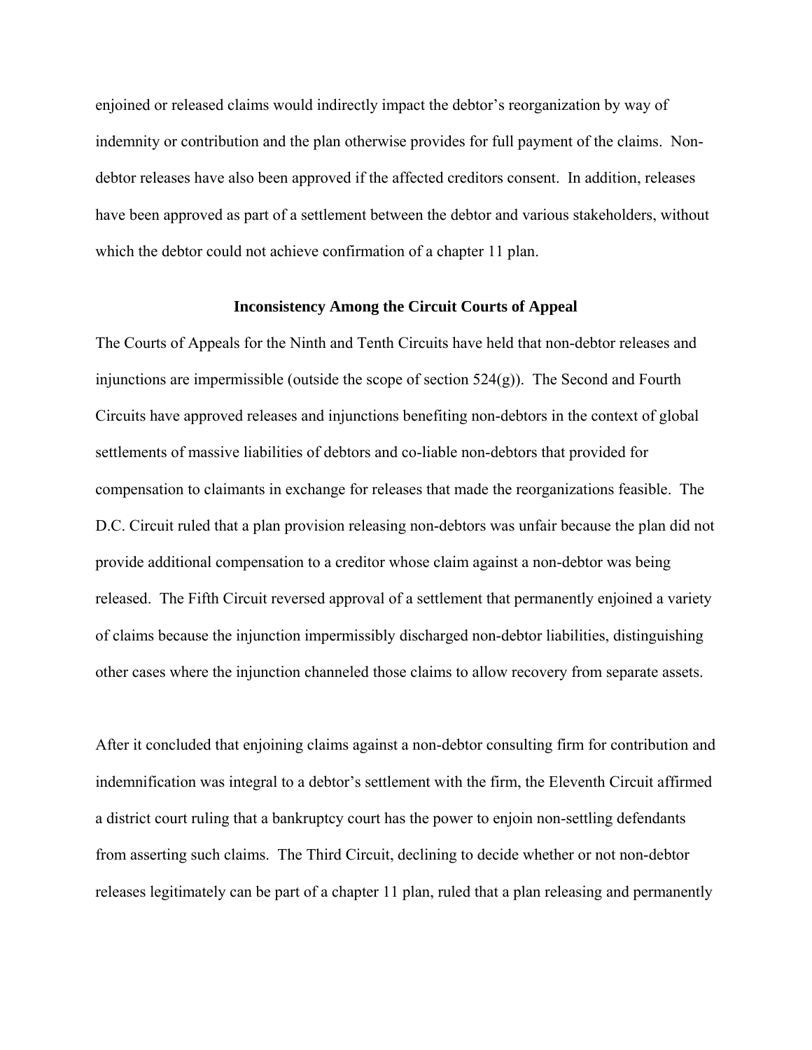enjoined or released claims would indirectly impact the debtor's reorganization by way of indemnity or contribution and the plan otherwise provides for full payment of the claims. Non-debtor releases have also been approved if the affected creditors consent. In addition, releases have been approved as part of a settlement between the debtor and various stakeholders, without which the debtor could not achieve confirmation of a chapter 11 plan.

## Inconsistency Among the Circuit Courts of Appeal

The Courts of Appeals for the Ninth and Tenth Circuits have held that non-debtor releases and injunctions are impermissible (outside the scope of section 524(g)). The Second and Fourth Circuits have approved releases and injunctions benefiting non-debtors in the context of global settlements of massive liabilities of debtors and co-liable non-debtors that provided for compensation to claimants in exchange for releases that made the reorganizations feasible. The D.C. Circuit ruled that a plan provision releasing non-debtors was unfair because the plan did not provide additional compensation to a creditor whose claim against a non-debtor was being released. The Fifth Circuit reversed approval of a settlement that permanently enjoined a variety of claims because the injunction impermissibly discharged non-debtor liabilities, distinguishing other cases where the injunction channeled those claims to allow recovery from separate assets.

After it concluded that enjoining claims against a non-debtor consulting firm for contribution and indemnification was integral to a debtor's settlement with the firm, the Eleventh Circuit affirmed a district court ruling that a bankruptcy court has the power to enjoin non-settling defendants from asserting such claims. The Third Circuit, declining to decide whether or not non-debtor releases legitimately can be part of a chapter 11 plan, ruled that a plan releasing and permanently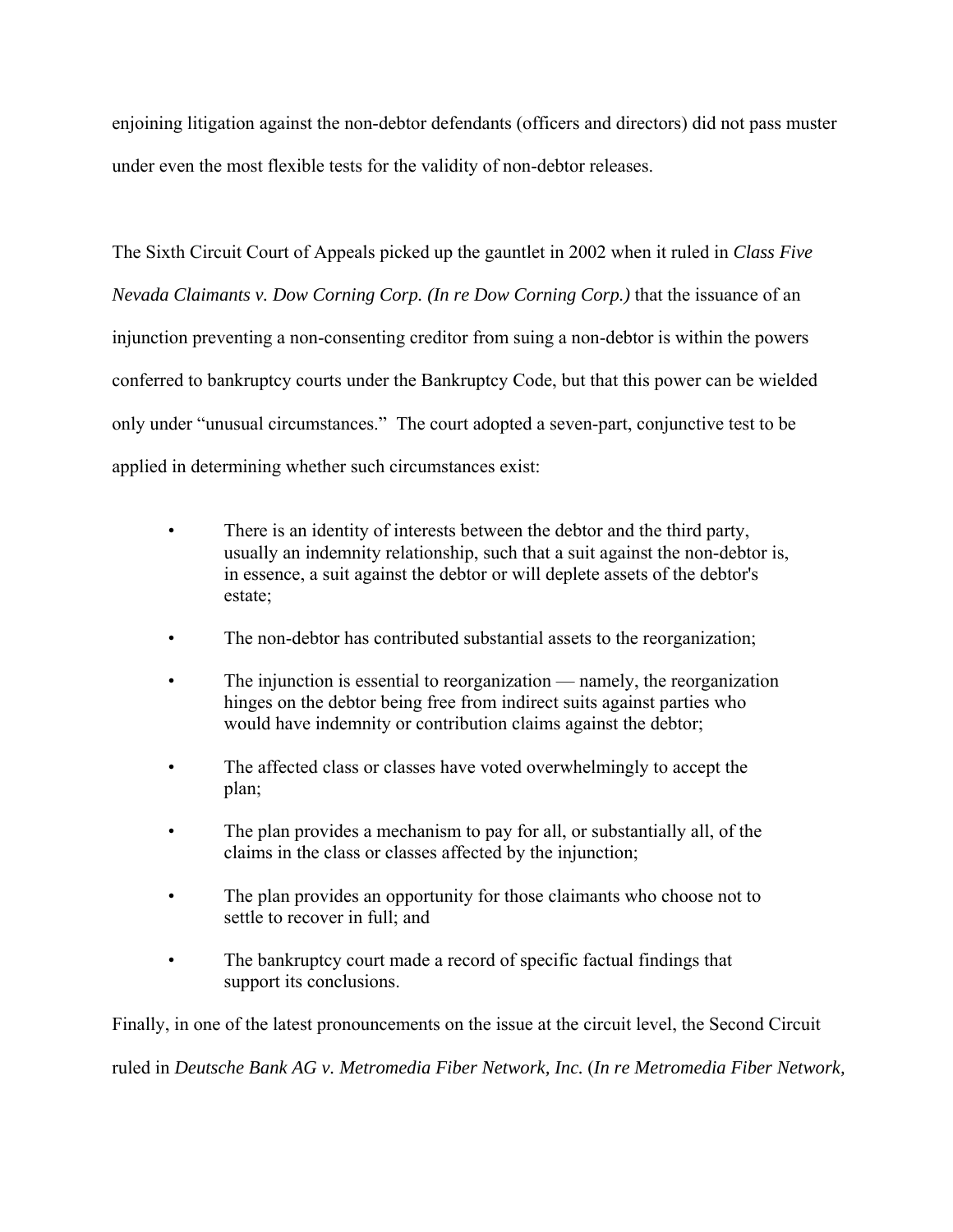enjoining litigation against the non-debtor defendants (officers and directors) did not pass muster under even the most flexible tests for the validity of non-debtor releases.

The Sixth Circuit Court of Appeals picked up the gauntlet in 2002 when it ruled in *Class Five Nevada Claimants v. Dow Corning Corp. (In re Dow Corning Corp.)* that the issuance of an injunction preventing a non-consenting creditor from suing a non-debtor is within the powers conferred to bankruptcy courts under the Bankruptcy Code, but that this power can be wielded only under "unusual circumstances." The court adopted a seven-part, conjunctive test to be applied in determining whether such circumstances exist:

- There is an identity of interests between the debtor and the third party, usually an indemnity relationship, such that a suit against the non-debtor is, in essence, a suit against the debtor or will deplete assets of the debtor's estate;
- The non-debtor has contributed substantial assets to the reorganization;
- The injunction is essential to reorganization — namely, the reorganization hinges on the debtor being free from indirect suits against parties who would have indemnity or contribution claims against the debtor;
- The affected class or classes have voted overwhelmingly to accept the plan;
- The plan provides a mechanism to pay for all, or substantially all, of the claims in the class or classes affected by the injunction;
- The plan provides an opportunity for those claimants who choose not to settle to recover in full; and
- The bankruptcy court made a record of specific factual findings that support its conclusions.

Finally, in one of the latest pronouncements on the issue at the circuit level, the Second Circuit ruled in *Deutsche Bank AG v. Metromedia Fiber Network, Inc.* (*In re Metromedia Fiber Network,*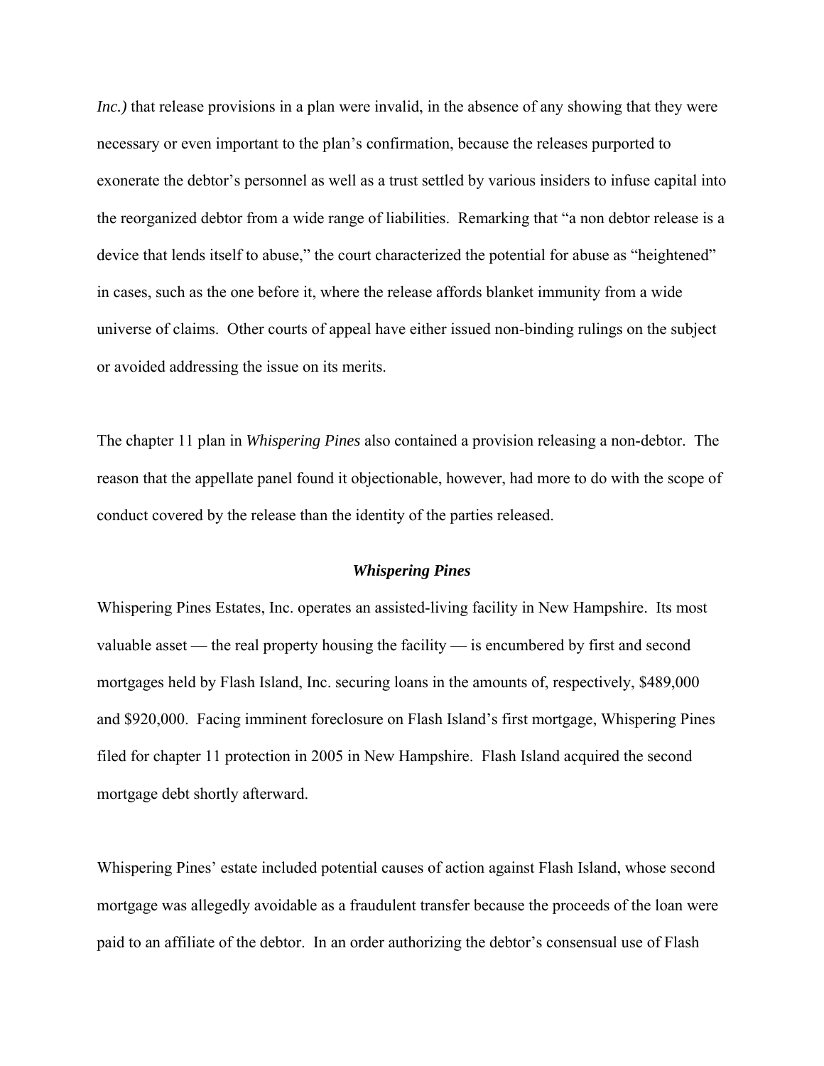*Inc.)* that release provisions in a plan were invalid, in the absence of any showing that they were necessary or even important to the plan's confirmation, because the releases purported to exonerate the debtor's personnel as well as a trust settled by various insiders to infuse capital into the reorganized debtor from a wide range of liabilities. Remarking that "a non debtor release is a device that lends itself to abuse," the court characterized the potential for abuse as "heightened" in cases, such as the one before it, where the release affords blanket immunity from a wide universe of claims. Other courts of appeal have either issued non-binding rulings on the subject or avoided addressing the issue on its merits.

The chapter 11 plan in *Whispering Pines* also contained a provision releasing a non-debtor. The reason that the appellate panel found it objectionable, however, had more to do with the scope of conduct covered by the release than the identity of the parties released.

### ***Whispering Pines***

Whispering Pines Estates, Inc. operates an assisted-living facility in New Hampshire. Its most valuable asset — the real property housing the facility — is encumbered by first and second mortgages held by Flash Island, Inc. securing loans in the amounts of, respectively, $489,000 and $920,000. Facing imminent foreclosure on Flash Island's first mortgage, Whispering Pines filed for chapter 11 protection in 2005 in New Hampshire. Flash Island acquired the second mortgage debt shortly afterward.

Whispering Pines' estate included potential causes of action against Flash Island, whose second mortgage was allegedly avoidable as a fraudulent transfer because the proceeds of the loan were paid to an affiliate of the debtor. In an order authorizing the debtor's consensual use of Flash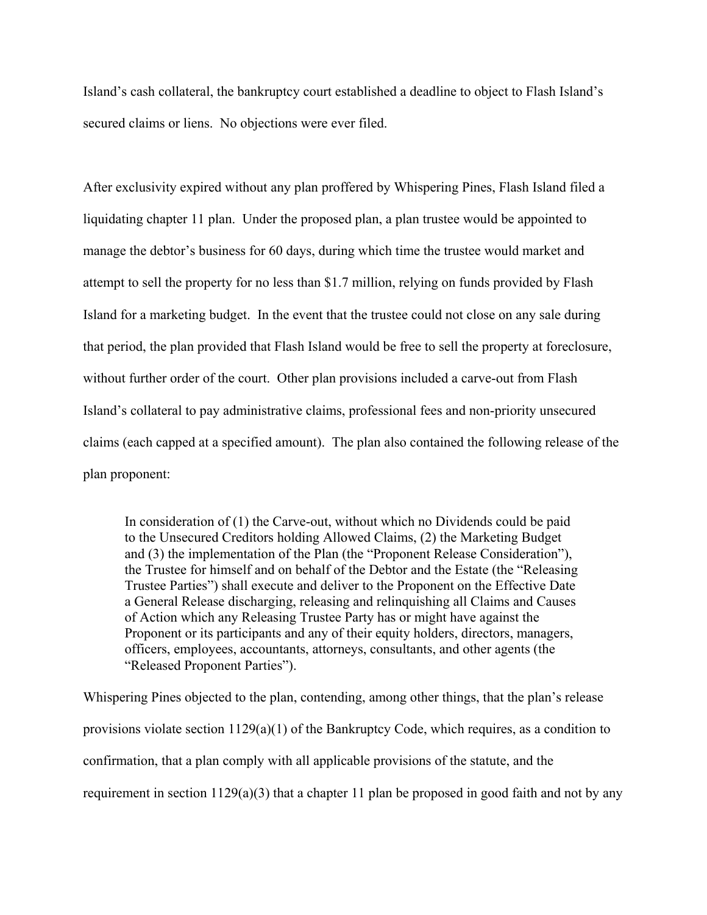Island's cash collateral, the bankruptcy court established a deadline to object to Flash Island's secured claims or liens. No objections were ever filed.

After exclusivity expired without any plan proffered by Whispering Pines, Flash Island filed a liquidating chapter 11 plan. Under the proposed plan, a plan trustee would be appointed to manage the debtor's business for 60 days, during which time the trustee would market and attempt to sell the property for no less than $1.7 million, relying on funds provided by Flash Island for a marketing budget. In the event that the trustee could not close on any sale during that period, the plan provided that Flash Island would be free to sell the property at foreclosure, without further order of the court. Other plan provisions included a carve-out from Flash Island's collateral to pay administrative claims, professional fees and non-priority unsecured claims (each capped at a specified amount). The plan also contained the following release of the plan proponent:

> In consideration of (1) the Carve-out, without which no Dividends could be paid to the Unsecured Creditors holding Allowed Claims, (2) the Marketing Budget and (3) the implementation of the Plan (the "Proponent Release Consideration"), the Trustee for himself and on behalf of the Debtor and the Estate (the "Releasing Trustee Parties") shall execute and deliver to the Proponent on the Effective Date a General Release discharging, releasing and relinquishing all Claims and Causes of Action which any Releasing Trustee Party has or might have against the Proponent or its participants and any of their equity holders, directors, managers, officers, employees, accountants, attorneys, consultants, and other agents (the "Released Proponent Parties").

Whispering Pines objected to the plan, contending, among other things, that the plan's release provisions violate section 1129(a)(1) of the Bankruptcy Code, which requires, as a condition to confirmation, that a plan comply with all applicable provisions of the statute, and the requirement in section 1129(a)(3) that a chapter 11 plan be proposed in good faith and not by any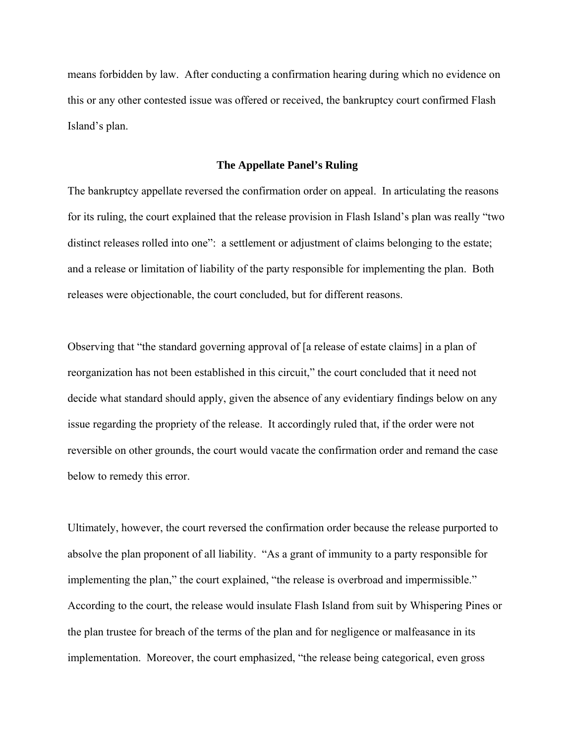means forbidden by law. After conducting a confirmation hearing during which no evidence on this or any other contested issue was offered or received, the bankruptcy court confirmed Flash Island's plan.

## The Appellate Panel's Ruling

The bankruptcy appellate reversed the confirmation order on appeal. In articulating the reasons for its ruling, the court explained that the release provision in Flash Island's plan was really "two distinct releases rolled into one": a settlement or adjustment of claims belonging to the estate; and a release or limitation of liability of the party responsible for implementing the plan. Both releases were objectionable, the court concluded, but for different reasons.

Observing that "the standard governing approval of [a release of estate claims] in a plan of reorganization has not been established in this circuit," the court concluded that it need not decide what standard should apply, given the absence of any evidentiary findings below on any issue regarding the propriety of the release. It accordingly ruled that, if the order were not reversible on other grounds, the court would vacate the confirmation order and remand the case below to remedy this error.

Ultimately, however, the court reversed the confirmation order because the release purported to absolve the plan proponent of all liability. "As a grant of immunity to a party responsible for implementing the plan," the court explained, "the release is overbroad and impermissible." According to the court, the release would insulate Flash Island from suit by Whispering Pines or the plan trustee for breach of the terms of the plan and for negligence or malfeasance in its implementation. Moreover, the court emphasized, "the release being categorical, even gross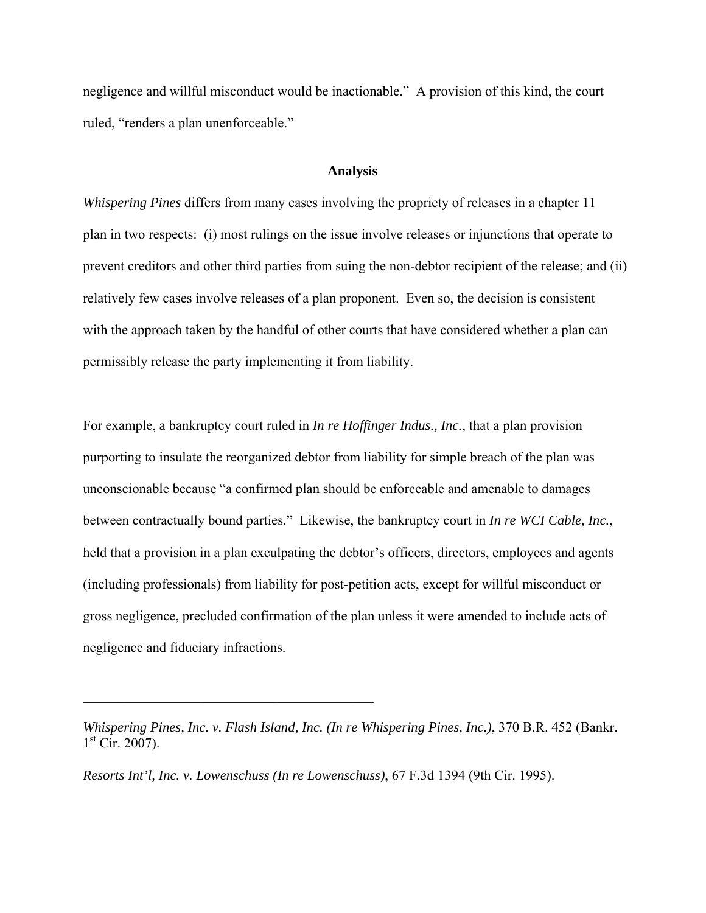negligence and willful misconduct would be inactionable." A provision of this kind, the court ruled, "renders a plan unenforceable."

### Analysis

*Whispering Pines* differs from many cases involving the propriety of releases in a chapter 11 plan in two respects: (i) most rulings on the issue involve releases or injunctions that operate to prevent creditors and other third parties from suing the non-debtor recipient of the release; and (ii) relatively few cases involve releases of a plan proponent. Even so, the decision is consistent with the approach taken by the handful of other courts that have considered whether a plan can permissibly release the party implementing it from liability.

For example, a bankruptcy court ruled in *In re Hoffinger Indus., Inc.*, that a plan provision purporting to insulate the reorganized debtor from liability for simple breach of the plan was unconscionable because "a confirmed plan should be enforceable and amenable to damages between contractually bound parties." Likewise, the bankruptcy court in *In re WCI Cable, Inc.*, held that a provision in a plan exculpating the debtor's officers, directors, employees and agents (including professionals) from liability for post-petition acts, except for willful misconduct or gross negligence, precluded confirmation of the plan unless it were amended to include acts of negligence and fiduciary infractions.

---

*Whispering Pines, Inc. v. Flash Island, Inc. (In re Whispering Pines, Inc.)*, 370 B.R. 452 (Bankr. 1st Cir. 2007).

*Resorts Int'l, Inc. v. Lowenschuss (In re Lowenschuss)*, 67 F.3d 1394 (9th Cir. 1995).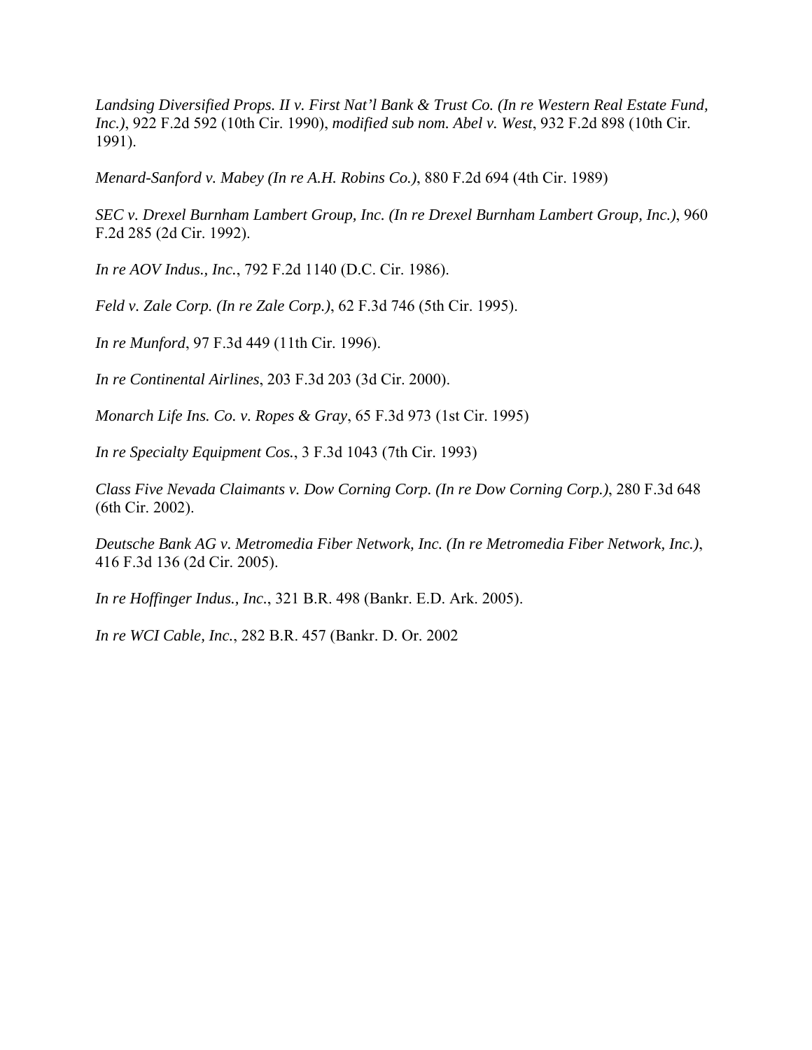*Landsing Diversified Props. II v. First Nat'l Bank & Trust Co. (In re Western Real Estate Fund, Inc.)*, 922 F.2d 592 (10th Cir. 1990), *modified sub nom. Abel v. West*, 932 F.2d 898 (10th Cir. 1991).

*Menard-Sanford v. Mabey (In re A.H. Robins Co.)*, 880 F.2d 694 (4th Cir. 1989)

*SEC v. Drexel Burnham Lambert Group, Inc. (In re Drexel Burnham Lambert Group, Inc.)*, 960 F.2d 285 (2d Cir. 1992).

*In re AOV Indus., Inc.*, 792 F.2d 1140 (D.C. Cir. 1986).

*Feld v. Zale Corp. (In re Zale Corp.)*, 62 F.3d 746 (5th Cir. 1995).

*In re Munford*, 97 F.3d 449 (11th Cir. 1996).

*In re Continental Airlines*, 203 F.3d 203 (3d Cir. 2000).

*Monarch Life Ins. Co. v. Ropes & Gray*, 65 F.3d 973 (1st Cir. 1995)

*In re Specialty Equipment Cos.*, 3 F.3d 1043 (7th Cir. 1993)

*Class Five Nevada Claimants v. Dow Corning Corp. (In re Dow Corning Corp.)*, 280 F.3d 648 (6th Cir. 2002).

*Deutsche Bank AG v. Metromedia Fiber Network, Inc. (In re Metromedia Fiber Network, Inc.)*, 416 F.3d 136 (2d Cir. 2005).

*In re Hoffinger Indus., Inc.*, 321 B.R. 498 (Bankr. E.D. Ark. 2005).

*In re WCI Cable, Inc.*, 282 B.R. 457 (Bankr. D. Or. 2002